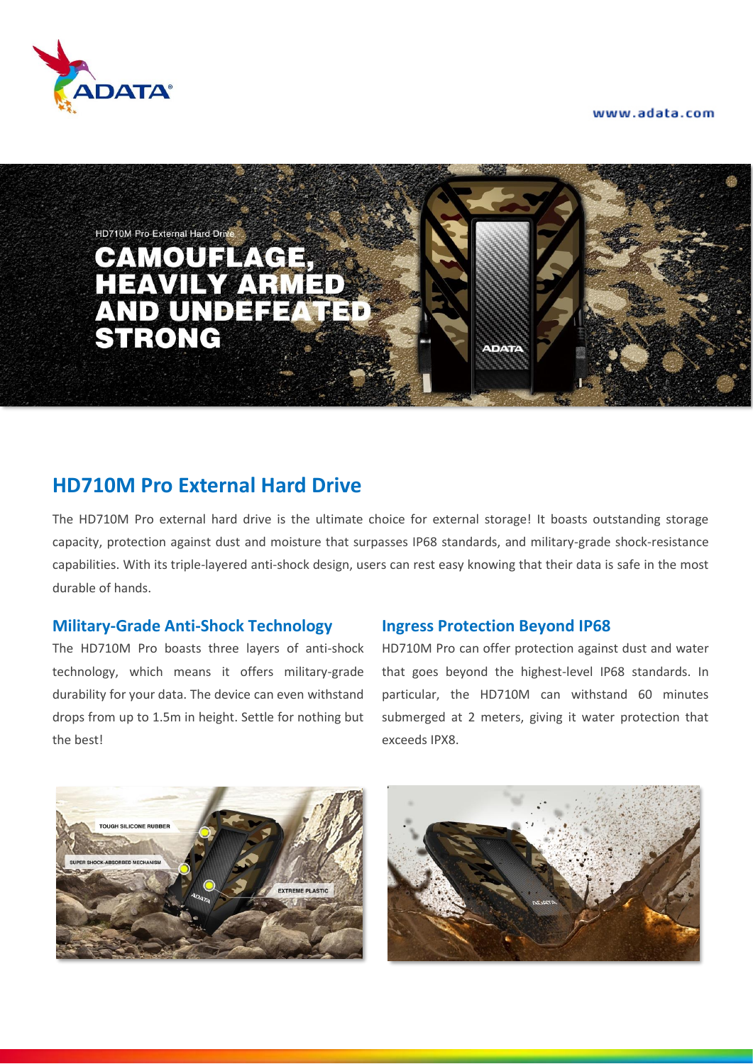www.adata.com

HD710M Pro External Hard Drive

CAMOUFLAGE, HEAVILY ARMED AND UNDEFEATED STRONG

## HD710M Pro External Hard Drive

The HD710M Pro external hard drive is the ultimate choice for external storage! It boasts outstanding storage capacity, protection against dust and moisture that surpasses IP68 standards, and military-grade shock-resistance capabilities. With its triple-layered anti-shock design, users can rest easy knowing that their data is safe in the most durable of hands.

### Military-Grade Anti-Shock Technology

The HD710M Pro boasts three layers of anti-shock technology, which means it offers military-grade durability for your data. The device can even withstand drops from up to 1.5m in height. Settle for nothing but the best!

### Ingress Protection Beyond IP68

HD710M Pro can offer protection against dust and water that goes beyond the highest-level IP68 standards. In particular, the HD710M can withstand 60 minutes submerged at 2 meters, giving it water protection that exceeds IPX8.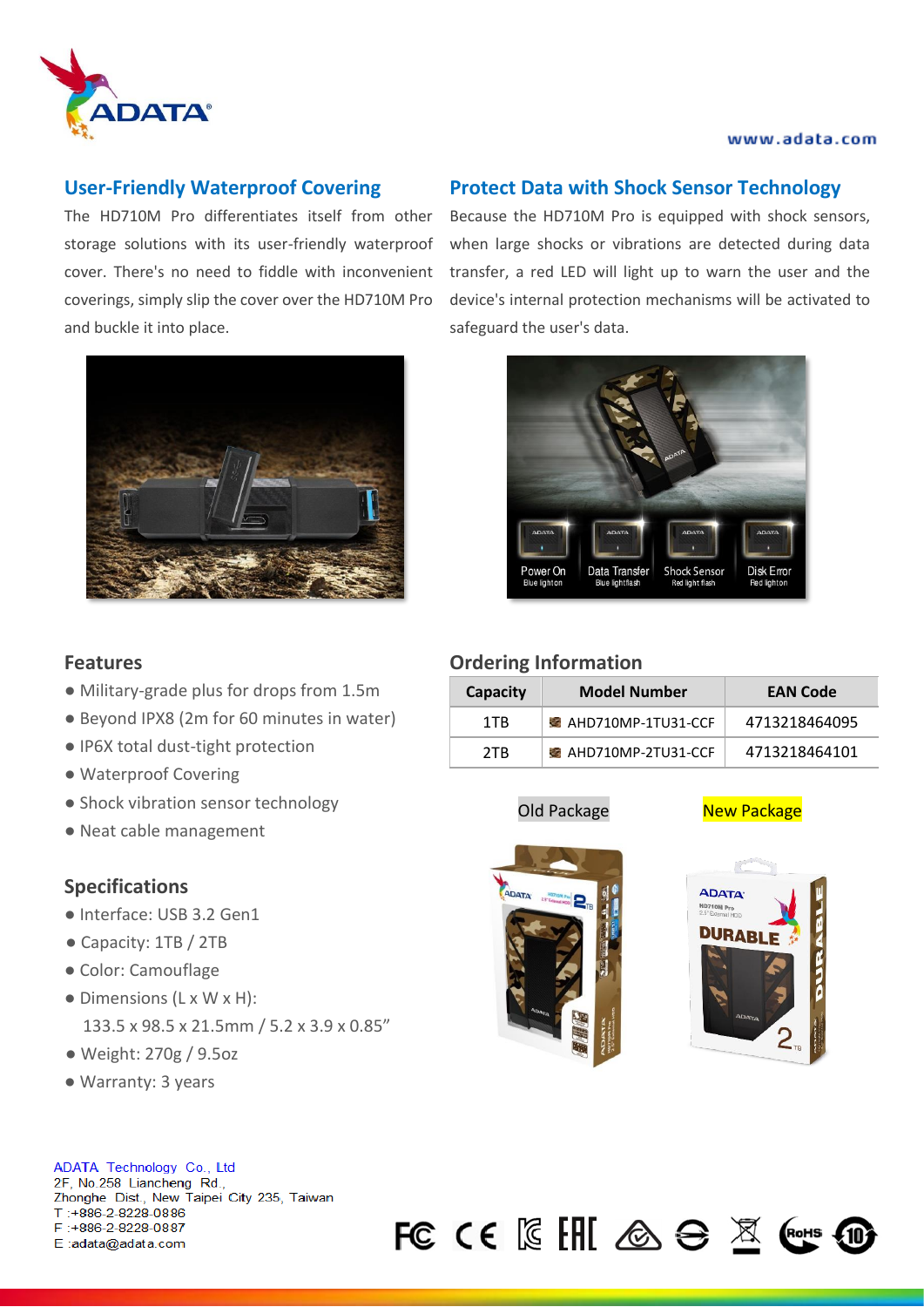www.adata.com

## User-Friendly Waterproof Covering

The HD710M Pro differentiates itself from other storage solutions with its user-friendly waterproof cover. There's no need to fiddle with inconvenient coverings, simply slip the cover over the HD710M Pro and buckle it into place.

## Protect Data with Shock Sensor Technology

Because the HD710M Pro is equipped with shock sensors, when large shocks or vibrations are detected during data transfer, a red LED will light up to warn the user and the device's internal protection mechanisms will be activated to safeguard the user's data.

Power On
Blue light on

Data Transfer
Blue light flash

Shock Sensor
Red light flash

Disk Error
Red light on

## Features

- Military-grade plus for drops from 1.5m
- Beyond IPX8 (2m for 60 minutes in water)
- IP6X total dust-tight protection
- Waterproof Covering
- Shock vibration sensor technology
- Neat cable management

## Specifications

- Interface: USB 3.2 Gen1
- Capacity: 1TB / 2TB
- Color: Camouflage
- Dimensions (L x W x H):
  133.5 x 98.5 x 21.5mm / 5.2 x 3.9 x 0.85"
- Weight: 270g / 9.5oz
- Warranty: 3 years

## Ordering Information

| Capacity | Model Number | EAN Code |
|---|---|---|
| 1TB | AHD710MP-1TU31-CCF | 4713218464095 |
| 2TB | AHD710MP-2TU31-CCF | 4713218464101 |

Old Package

New Package

ADATA Technology Co., Ltd
2F, No.258 Liancheng Rd.,
Zhonghe Dist., New Taipei City 235, Taiwan
T :+886-2-8228-0886
F :+886-2-8228-0887
E :adata@adata.com